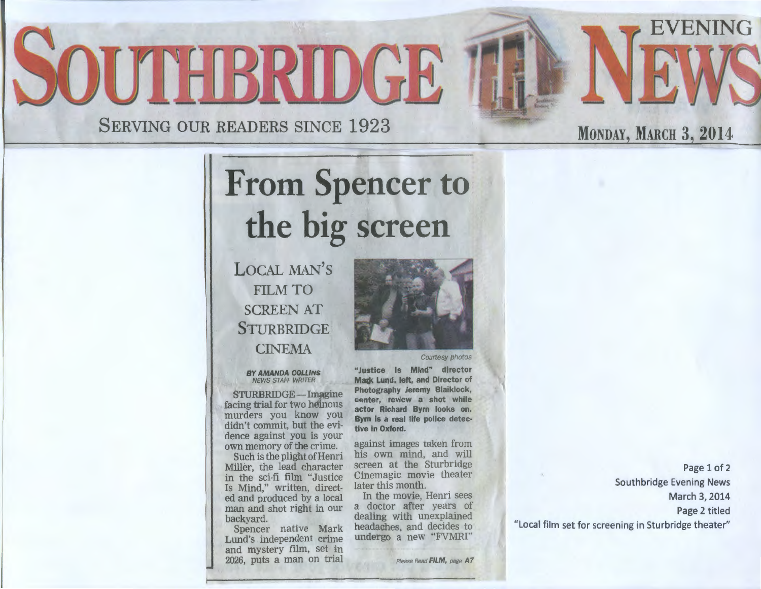# Southbridge Evening News

Serving our readers since 1923

Monday, March 3, 2014

## From Spencer to the big screen

### Local man's film to screen at Sturbridge Cinema

*By Amanda Collins*
*News Staff Writer*

STURBRIDGE — Imagine facing trial for two heinous murders you know you didn't commit, but the evidence against you is your own memory of the crime.

Such is the plight of Henri Miller, the lead character in the sci-fi film "Justice Is Mind," written, directed and produced by a local man and shot right in our backyard.

Spencer native Mark Lund's independent crime and mystery film, set in 2026, puts a man on trial against images taken from his own mind, and will screen at the Sturbridge Cinemagic movie theater later this month.

In the movie, Henri sees a doctor after years of dealing with unexplained headaches, and decides to undergo a new "FVMRI"

*Please Read* **FILM,** *page A7*

*Courtesy photos*

**"Justice Is Mind" director Mark Lund, left, and Director of Photography Jeremy Blaiklock, center, review a shot while actor Richard Byrn looks on. Byrn is a real life police detective in Oxford.**

Page 1 of 2
Southbridge Evening News
March 3, 2014
Page 2 titled
"Local film set for screening in Sturbridge theater"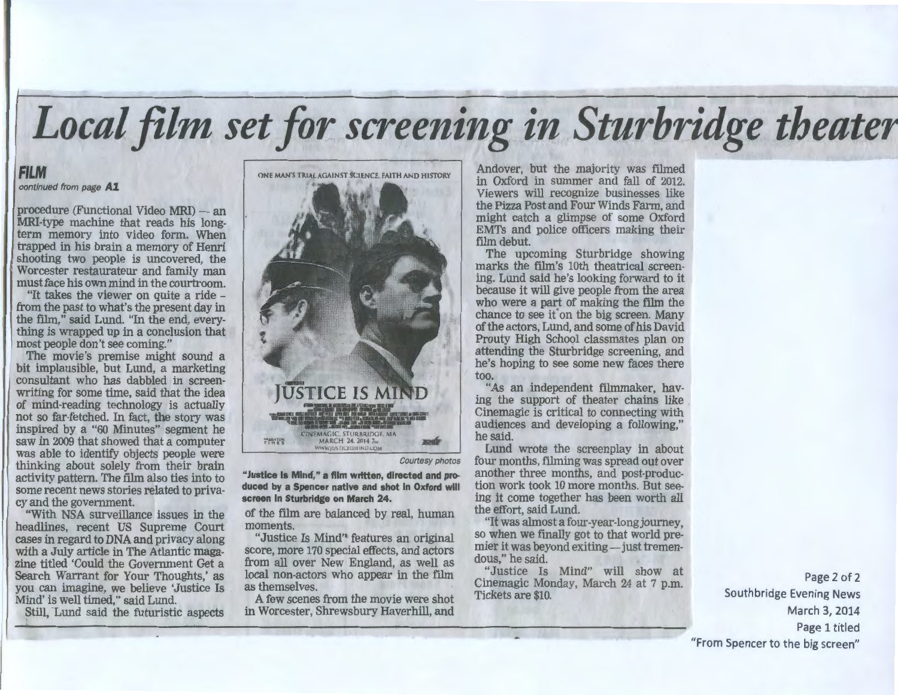# Local film set for screening in Sturbridge theater

**FILM**

*continued from page* **A1**

procedure (Functional Video MRI) — an MRI-type machine that reads his long-term memory into video form. When trapped in his brain a memory of Henri shooting two people is uncovered, the Worcester restaurateur and family man must face his own mind in the courtroom.

"It takes the viewer on quite a ride – from the past to what's the present day in the film," said Lund. "In the end, everything is wrapped up in a conclusion that most people don't see coming."

The movie's premise might sound a bit implausible, but Lund, a marketing consultant who has dabbled in screenwriting for some time, said that the idea of mind-reading technology is actually not so far-fetched. In fact, the story was inspired by a "60 Minutes" segment he saw in 2009 that showed that a computer was able to identify objects people were thinking about solely from their brain activity pattern. The film also ties into to some recent news stories related to privacy and the government.

"With NSA surveillance issues in the headlines, recent US Supreme Court cases in regard to DNA and privacy along with a July article in The Atlantic magazine titled 'Could the Government Get a Search Warrant for Your Thoughts,' as you can imagine, we believe 'Justice Is Mind' is well timed," said Lund.

Still, Lund said the futuristic aspects of the film are balanced by real, human moments.

"Justice Is Mind" features an original score, more 170 special effects, and actors from all over New England, as well as local non-actors who appear in the film as themselves.

A few scenes from the movie were shot in Worcester, Shrewsbury Haverhill, and Andover, but the majority was filmed in Oxford in summer and fall of 2012. Viewers will recognize businesses like the Pizza Post and Four Winds Farm, and might catch a glimpse of some Oxford EMTs and police officers making their film debut.

The upcoming Sturbridge showing marks the film's 10th theatrical screening. Lund said he's looking forward to it because it will give people from the area who were a part of making the film the chance to see it on the big screen. Many of the actors, Lund, and some of his David Prouty High School classmates plan on attending the Sturbridge screening, and he's hoping to see some new faces there too.

"As an independent filmmaker, having the support of theater chains like Cinemagic is critical to connecting with audiences and developing a following," he said.

Lund wrote the screenplay in about four months, filming was spread out over another three months, and post-production work took 10 more months. But seeing it come together has been worth all the effort, said Lund.

"It was almost a four-year-long journey, so when we finally got to that world premier it was beyond exiting — just tremendous," he said.

"Justice Is Mind" will show at Cinemagic Monday, March 24 at 7 p.m. Tickets are $10.

ONE MAN'S TRIAL AGAINST SCIENCE, FAITH AND HISTORY

JUSTICE IS MIND

CINEMAGIC, STURBRIDGE, MA
MARCH 24, 2014 7PM
WWW.JUSTICEISMIND.COM

*Courtesy photos*

**"Justice Is Mind," a film written, directed and produced by a Spencer native and shot in Oxford will screen in Sturbridge on March 24.**

Southbridge Evening News
March 3, 2014
Page 1 titled
"From Spencer to the big screen"